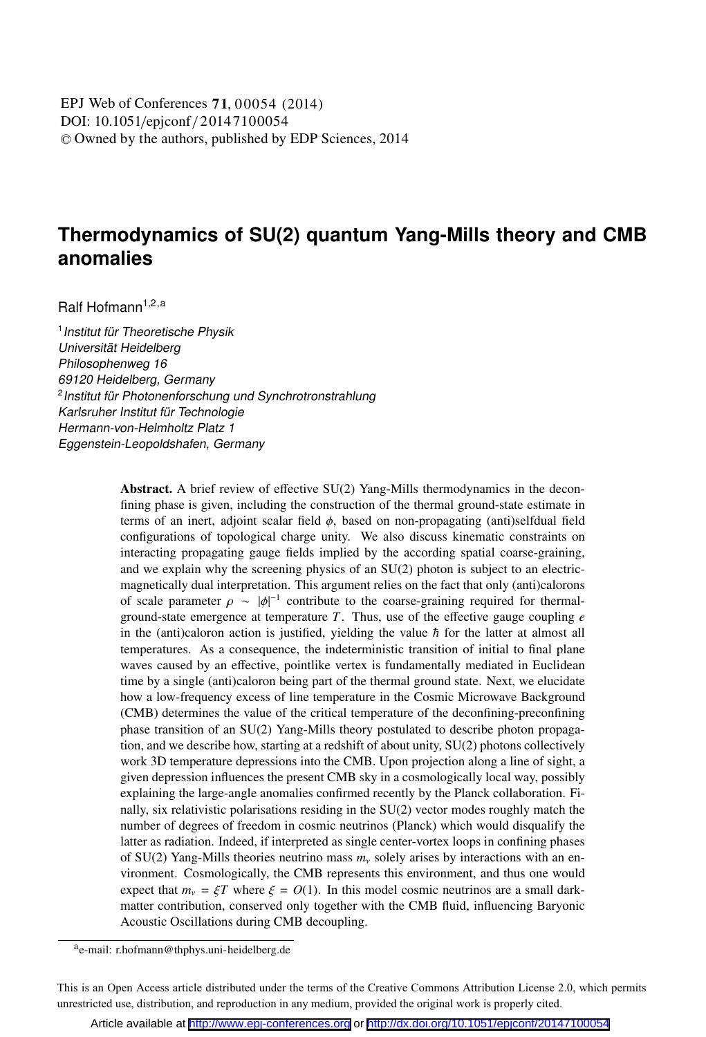EPJ Web of Conferences **71**, 00054 (2014)
DOI: 10.1051/epjconf/20147100054
© Owned by the authors, published by EDP Sciences, 2014

# Thermodynamics of SU(2) quantum Yang-Mills theory and CMB anomalies

Ralf Hofmann[1,2,a]

[1] *Institut für Theoretische Physik*
*Universität Heidelberg*
*Philosophenweg 16*
*69120 Heidelberg, Germany*

[2] *Institut für Photonenforschung und Synchrotronstrahlung*
*Karlsruher Institut für Technologie*
*Hermann-von-Helmholtz Platz 1*
*Eggenstein-Leopoldshafen, Germany*

**Abstract.** A brief review of effective SU(2) Yang-Mills thermodynamics in the deconfining phase is given, including the construction of the thermal ground-state estimate in terms of an inert, adjoint scalar field $\phi$, based on non-propagating (anti)selfdual field configurations of topological charge unity. We also discuss kinematic constraints on interacting propagating gauge fields implied by the according spatial coarse-graining, and we explain why the screening physics of an SU(2) photon is subject to an electric-magnetically dual interpretation. This argument relies on the fact that only (anti)calorons of scale parameter $\rho \sim |\phi|^{-1}$ contribute to the coarse-graining required for thermal-ground-state emergence at temperature $T$. Thus, use of the effective gauge coupling $e$ in the (anti)caloron action is justified, yielding the value $\hbar$ for the latter at almost all temperatures. As a consequence, the indeterministic transition of initial to final plane waves caused by an effective, pointlike vertex is fundamentally mediated in Euclidean time by a single (anti)caloron being part of the thermal ground state. Next, we elucidate how a low-frequency excess of line temperature in the Cosmic Microwave Background (CMB) determines the value of the critical temperature of the deconfining-preconfining phase transition of an SU(2) Yang-Mills theory postulated to describe photon propagation, and we describe how, starting at a redshift of about unity, SU(2) photons collectively work 3D temperature depressions into the CMB. Upon projection along a line of sight, a given depression influences the present CMB sky in a cosmologically local way, possibly explaining the large-angle anomalies confirmed recently by the Planck collaboration. Finally, six relativistic polarisations residing in the SU(2) vector modes roughly match the number of degrees of freedom in cosmic neutrinos (Planck) which would disqualify the latter as radiation. Indeed, if interpreted as single center-vortex loops in confining phases of SU(2) Yang-Mills theories neutrino mass $m_\nu$ solely arises by interactions with an environment. Cosmologically, the CMB represents this environment, and thus one would expect that $m_\nu = \xi T$ where $\xi = O(1)$. In this model cosmic neutrinos are a small dark-matter contribution, conserved only together with the CMB fluid, influencing Baryonic Acoustic Oscillations during CMB decoupling.

[a] e-mail: r.hofmann@thphys.uni-heidelberg.de

This is an Open Access article distributed under the terms of the Creative Commons Attribution License 2.0, which permits unrestricted use, distribution, and reproduction in any medium, provided the original work is properly cited.

Article available at http://www.epj-conferences.org or http://dx.doi.org/10.1051/epjconf/20147100054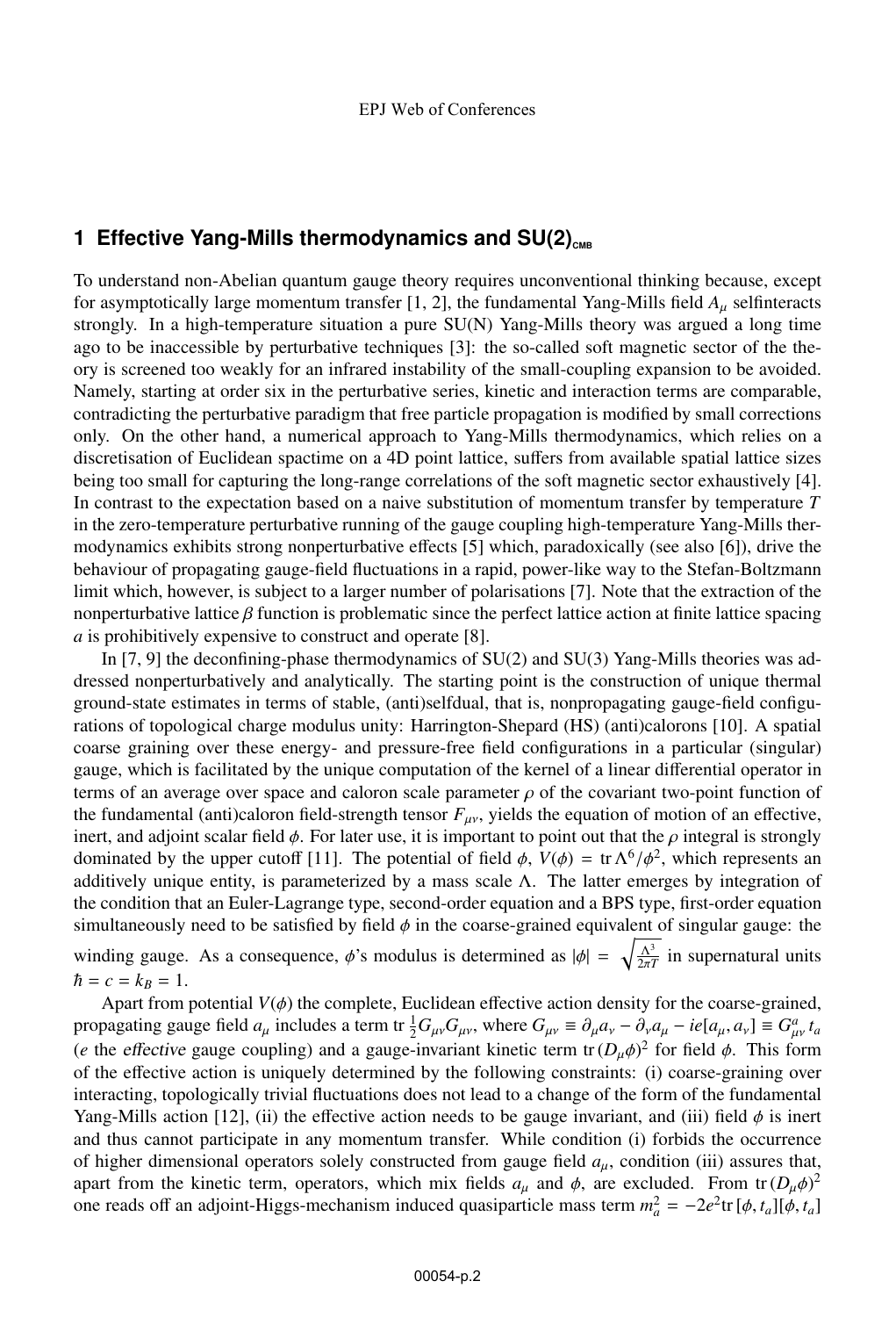# 1 Effective Yang-Mills thermodynamics and SU(2)$_{\rm CMB}$

To understand non-Abelian quantum gauge theory requires unconventional thinking because, except for asymptotically large momentum transfer [1, 2], the fundamental Yang-Mills field $A_\mu$ selfinteracts strongly. In a high-temperature situation a pure SU(N) Yang-Mills theory was argued a long time ago to be inaccessible by perturbative techniques [3]: the so-called soft magnetic sector of the theory is screened too weakly for an infrared instability of the small-coupling expansion to be avoided. Namely, starting at order six in the perturbative series, kinetic and interaction terms are comparable, contradicting the perturbative paradigm that free particle propagation is modified by small corrections only. On the other hand, a numerical approach to Yang-Mills thermodynamics, which relies on a discretisation of Euclidean spactime on a 4D point lattice, suffers from available spatial lattice sizes being too small for capturing the long-range correlations of the soft magnetic sector exhaustively [4]. In contrast to the expectation based on a naive substitution of momentum transfer by temperature $T$ in the zero-temperature perturbative running of the gauge coupling high-temperature Yang-Mills thermodynamics exhibits strong nonperturbative effects [5] which, paradoxically (see also [6]), drive the behaviour of propagating gauge-field fluctuations in a rapid, power-like way to the Stefan-Boltzmann limit which, however, is subject to a larger number of polarisations [7]. Note that the extraction of the nonperturbative lattice $\beta$ function is problematic since the perfect lattice action at finite lattice spacing $a$ is prohibitively expensive to construct and operate [8].

In [7, 9] the deconfining-phase thermodynamics of SU(2) and SU(3) Yang-Mills theories was addressed nonperturbatively and analytically. The starting point is the construction of unique thermal ground-state estimates in terms of stable, (anti)selfdual, that is, nonpropagating gauge-field configurations of topological charge modulus unity: Harrington-Shepard (HS) (anti)calorons [10]. A spatial coarse graining over these energy- and pressure-free field configurations in a particular (singular) gauge, which is facilitated by the unique computation of the kernel of a linear differential operator in terms of an average over space and caloron scale parameter $\rho$ of the covariant two-point function of the fundamental (anti)caloron field-strength tensor $F_{\mu\nu}$, yields the equation of motion of an effective, inert, and adjoint scalar field $\phi$. For later use, it is important to point out that the $\rho$ integral is strongly dominated by the upper cutoff [11]. The potential of field $\phi$, $V(\phi) = \mathrm{tr}\,\Lambda^6/\phi^2$, which represents an additively unique entity, is parameterized by a mass scale $\Lambda$. The latter emerges by integration of the condition that an Euler-Lagrange type, second-order equation and a BPS type, first-order equation simultaneously need to be satisfied by field $\phi$ in the coarse-grained equivalent of singular gauge: the winding gauge. As a consequence, $\phi$'s modulus is determined as $|\phi| = \sqrt{\frac{\Lambda^3}{2\pi T}}$ in supernatural units $\hbar = c = k_B = 1$.

Apart from potential $V(\phi)$ the complete, Euclidean effective action density for the coarse-grained, propagating gauge field $a_\mu$ includes a term $\mathrm{tr}\,\frac{1}{2}G_{\mu\nu}G_{\mu\nu}$, where $G_{\mu\nu} \equiv \partial_\mu a_\nu - \partial_\nu a_\mu - ie[a_\mu, a_\nu] \equiv G^a_{\mu\nu}\,t_a$ ($e$ the *effective* gauge coupling) and a gauge-invariant kinetic term $\mathrm{tr}\,(D_\mu\phi)^2$ for field $\phi$. This form of the effective action is uniquely determined by the following constraints: (i) coarse-graining over interacting, topologically trivial fluctuations does not lead to a change of the form of the fundamental Yang-Mills action [12], (ii) the effective action needs to be gauge invariant, and (iii) field $\phi$ is inert and thus cannot participate in any momentum transfer. While condition (i) forbids the occurrence of higher dimensional operators solely constructed from gauge field $a_\mu$, condition (iii) assures that, apart from the kinetic term, operators, which mix fields $a_\mu$ and $\phi$, are excluded. From $\mathrm{tr}\,(D_\mu\phi)^2$ one reads off an adjoint-Higgs-mechanism induced quasiparticle mass term $m_a^2 = -2e^2\mathrm{tr}\,[\phi, t_a][\phi, t_a]$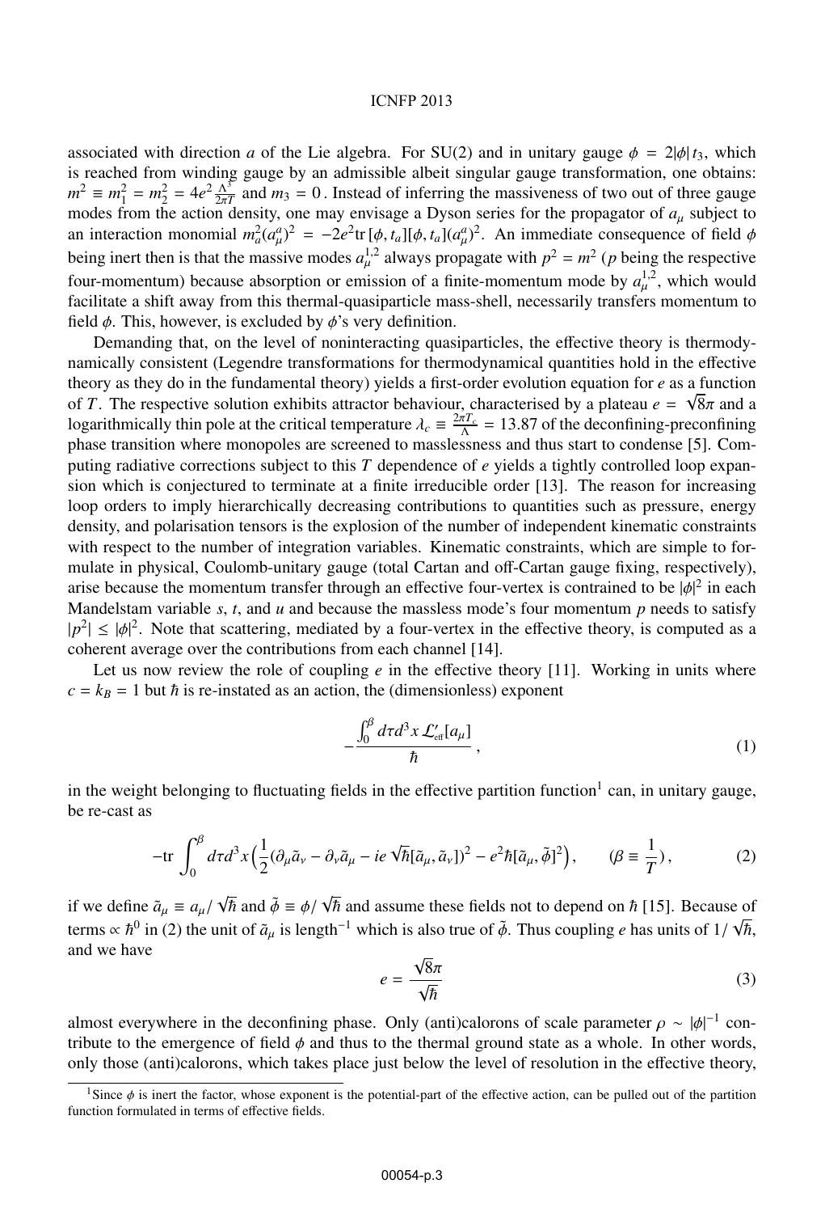associated with direction $a$ of the Lie algebra. For SU(2) and in unitary gauge $\phi = 2|\phi|\,t_3$, which is reached from winding gauge by an admissible albeit singular gauge transformation, one obtains: $m^2 \equiv m_1^2 = m_2^2 = 4e^2\frac{\Lambda^3}{2\pi T}$ and $m_3 = 0$. Instead of inferring the massiveness of two out of three gauge modes from the action density, one may envisage a Dyson series for the propagator of $a_\mu$ subject to an interaction monomial $m_a^2(a_\mu^a)^2 = -2e^2\mathrm{tr}\,[\phi, t_a][\phi, t_a](a_\mu^a)^2$. An immediate consequence of field $\phi$ being inert then is that the massive modes $a_\mu^{1,2}$ always propagate with $p^2 = m^2$ ($p$ being the respective four-momentum) because absorption or emission of a finite-momentum mode by $a_\mu^{1,2}$, which would facilitate a shift away from this thermal-quasiparticle mass-shell, necessarily transfers momentum to field $\phi$. This, however, is excluded by $\phi$'s very definition.

Demanding that, on the level of noninteracting quasiparticles, the effective theory is thermodynamically consistent (Legendre transformations for thermodynamical quantities hold in the effective theory as they do in the fundamental theory) yields a first-order evolution equation for $e$ as a function of $T$. The respective solution exhibits attractor behaviour, characterised by a plateau $e = \sqrt{8}\pi$ and a logarithmically thin pole at the critical temperature $\lambda_c \equiv \frac{2\pi T_c}{\Lambda} = 13.87$ of the deconfining-preconfining phase transition where monopoles are screened to masslessness and thus start to condense [5]. Computing radiative corrections subject to this $T$ dependence of $e$ yields a tightly controlled loop expansion which is conjectured to terminate at a finite irreducible order [13]. The reason for increasing loop orders to imply hierarchically decreasing contributions to quantities such as pressure, energy density, and polarisation tensors is the explosion of the number of independent kinematic constraints with respect to the number of integration variables. Kinematic constraints, which are simple to formulate in physical, Coulomb-unitary gauge (total Cartan and off-Cartan gauge fixing, respectively), arise because the momentum transfer through an effective four-vertex is contrained to be $|\phi|^2$ in each Mandelstam variable $s$, $t$, and $u$ and because the massless mode's four momentum $p$ needs to satisfy $|p^2| \le |\phi|^2$. Note that scattering, mediated by a four-vertex in the effective theory, is computed as a coherent average over the contributions from each channel [14].

Let us now review the role of coupling $e$ in the effective theory [11]. Working in units where $c = k_B = 1$ but $\hbar$ is re-instated as an action, the (dimensionless) exponent

$$-\frac{\int_0^\beta d\tau d^3x\,\mathcal{L}'_{\mathrm{eff}}[a_\mu]}{\hbar}\,, \tag{1}$$

in the weight belonging to fluctuating fields in the effective partition function[1] can, in unitary gauge, be re-cast as

$$-\mathrm{tr}\int_0^\beta d\tau d^3x\Big(\frac{1}{2}(\partial_\mu\tilde{a}_\nu - \partial_\nu\tilde{a}_\mu - ie\sqrt{\hbar}[\tilde{a}_\mu,\tilde{a}_\nu])^2 - e^2\hbar[\tilde{a}_\mu,\tilde{\phi}]^2\Big),\qquad (\beta \equiv \frac{1}{T})\,, \tag{2}$$

if we define $\tilde{a}_\mu \equiv a_\mu/\sqrt{\hbar}$ and $\tilde{\phi} \equiv \phi/\sqrt{\hbar}$ and assume these fields not to depend on $\hbar$ [15]. Because of terms $\propto \hbar^0$ in (2) the unit of $\tilde{a}_\mu$ is length$^{-1}$ which is also true of $\tilde{\phi}$. Thus coupling $e$ has units of $1/\sqrt{\hbar}$, and we have

$$e = \frac{\sqrt{8}\pi}{\sqrt{\hbar}} \tag{3}$$

almost everywhere in the deconfining phase. Only (anti)calorons of scale parameter $\rho \sim |\phi|^{-1}$ contribute to the emergence of field $\phi$ and thus to the thermal ground state as a whole. In other words, only those (anti)calorons, which takes place just below the level of resolution in the effective theory,

[1] Since $\phi$ is inert the factor, whose exponent is the potential-part of the effective action, can be pulled out of the partition function formulated in terms of effective fields.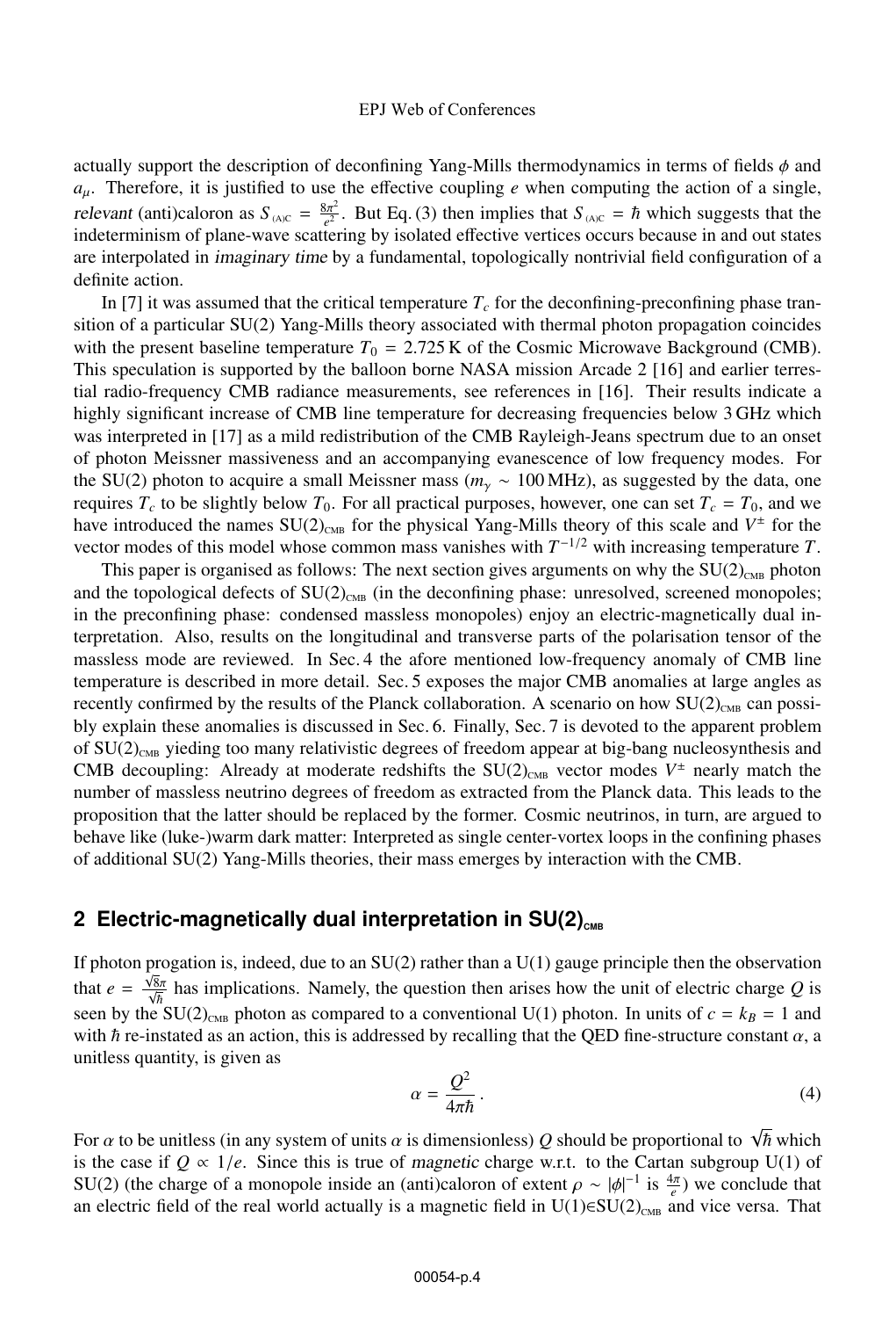actually support the description of deconfining Yang-Mills thermodynamics in terms of fields $\phi$ and $a_\mu$. Therefore, it is justified to use the effective coupling $e$ when computing the action of a single, *relevant* (anti)caloron as $S_{\text{(A)C}} = \frac{8\pi^2}{e^2}$. But Eq. (3) then implies that $S_{\text{(A)C}} = \hbar$ which suggests that the indeterminism of plane-wave scattering by isolated effective vertices occurs because in and out states are interpolated in *imaginary time* by a fundamental, topologically nontrivial field configuration of a definite action.

In [7] it was assumed that the critical temperature $T_c$ for the deconfining-preconfining phase transition of a particular SU(2) Yang-Mills theory associated with thermal photon propagation coincides with the present baseline temperature $T_0 = 2.725\,\text{K}$ of the Cosmic Microwave Background (CMB). This speculation is supported by the balloon borne NASA mission Arcade 2 [16] and earlier terrestial radio-frequency CMB radiance measurements, see references in [16]. Their results indicate a highly significant increase of CMB line temperature for decreasing frequencies below 3 GHz which was interpreted in [17] as a mild redistribution of the CMB Rayleigh-Jeans spectrum due to an onset of photon Meissner massiveness and an accompanying evanescence of low frequency modes. For the SU(2) photon to acquire a small Meissner mass ($m_\gamma \sim 100\,\text{MHz}$), as suggested by the data, one requires $T_c$ to be slightly below $T_0$. For all practical purposes, however, one can set $T_c = T_0$, and we have introduced the names $\text{SU(2)}_{\text{CMB}}$ for the physical Yang-Mills theory of this scale and $V^\pm$ for the vector modes of this model whose common mass vanishes with $T^{-1/2}$ with increasing temperature $T$.

This paper is organised as follows: The next section gives arguments on why the $\text{SU(2)}_{\text{CMB}}$ photon and the topological defects of $\text{SU(2)}_{\text{CMB}}$ (in the deconfining phase: unresolved, screened monopoles; in the preconfining phase: condensed massless monopoles) enjoy an electric-magnetically dual interpretation. Also, results on the longitudinal and transverse parts of the polarisation tensor of the massless mode are reviewed. In Sec. 4 the afore mentioned low-frequency anomaly of CMB line temperature is described in more detail. Sec. 5 exposes the major CMB anomalies at large angles as recently confirmed by the results of the Planck collaboration. A scenario on how $\text{SU(2)}_{\text{CMB}}$ can possibly explain these anomalies is discussed in Sec. 6. Finally, Sec. 7 is devoted to the apparent problem of $\text{SU(2)}_{\text{CMB}}$ yieding too many relativistic degrees of freedom appear at big-bang nucleosynthesis and CMB decoupling: Already at moderate redshifts the $\text{SU(2)}_{\text{CMB}}$ vector modes $V^\pm$ nearly match the number of massless neutrino degrees of freedom as extracted from the Planck data. This leads to the proposition that the latter should be replaced by the former. Cosmic neutrinos, in turn, are argued to behave like (luke-)warm dark matter: Interpreted as single center-vortex loops in the confining phases of additional SU(2) Yang-Mills theories, their mass emerges by interaction with the CMB.

## 2 Electric-magnetically dual interpretation in $\text{SU(2)}_{\text{CMB}}$

If photon progation is, indeed, due to an SU(2) rather than a U(1) gauge principle then the observation that $e = \frac{\sqrt{8}\pi}{\sqrt{\hbar}}$ has implications. Namely, the question then arises how the unit of electric charge $Q$ is seen by the $\text{SU(2)}_{\text{CMB}}$ photon as compared to a conventional U(1) photon. In units of $c = k_B = 1$ and with $\hbar$ re-instated as an action, this is addressed by recalling that the QED fine-structure constant $\alpha$, a unitless quantity, is given as

$$\alpha = \frac{Q^2}{4\pi\hbar}\,. \tag{4}$$

For $\alpha$ to be unitless (in any system of units $\alpha$ is dimensionless) $Q$ should be proportional to $\sqrt{\hbar}$ which is the case if $Q \propto 1/e$. Since this is true of *magnetic* charge w.r.t. to the Cartan subgroup U(1) of SU(2) (the charge of a monopole inside an (anti)caloron of extent $\rho \sim |\phi|^{-1}$ is $\frac{4\pi}{e}$) we conclude that an electric field of the real world actually is a magnetic field in $\text{U(1)}\in\text{SU(2)}_{\text{CMB}}$ and vice versa. That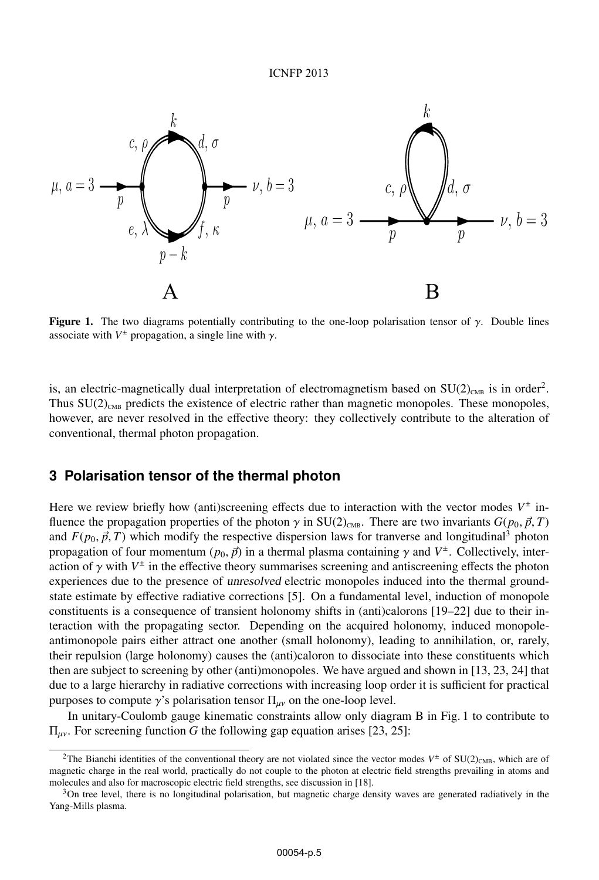Figure 1. The two diagrams potentially contributing to the one-loop polarisation tensor of $\gamma$. Double lines associate with $V^{\pm}$ propagation, a single line with $\gamma$.

is, an electric-magnetically dual interpretation of electromagnetism based on $SU(2)_{CMB}$ is in order[2]. Thus $SU(2)_{CMB}$ predicts the existence of electric rather than magnetic monopoles. These monopoles, however, are never resolved in the effective theory: they collectively contribute to the alteration of conventional, thermal photon propagation.

## 3 Polarisation tensor of the thermal photon

Here we review briefly how (anti)screening effects due to interaction with the vector modes $V^{\pm}$ influence the propagation properties of the photon $\gamma$ in $SU(2)_{CMB}$. There are two invariants $G(p_0, \vec{p}, T)$ and $F(p_0, \vec{p}, T)$ which modify the respective dispersion laws for tranverse and longitudinal[3] photon propagation of four momentum $(p_0, \vec{p})$ in a thermal plasma containing $\gamma$ and $V^{\pm}$. Collectively, interaction of $\gamma$ with $V^{\pm}$ in the effective theory summarises screening and antiscreening effects the photon experiences due to the presence of *unresolved* electric monopoles induced into the thermal ground-state estimate by effective radiative corrections [5]. On a fundamental level, induction of monopole constituents is a consequence of transient holonomy shifts in (anti)calorons [19–22] due to their interaction with the propagating sector. Depending on the acquired holonomy, induced monopole-antimonopole pairs either attract one another (small holonomy), leading to annihilation, or, rarely, their repulsion (large holonomy) causes the (anti)caloron to dissociate into these constituents which then are subject to screening by other (anti)monopoles. We have argued and shown in [13, 23, 24] that due to a large hierarchy in radiative corrections with increasing loop order it is sufficient for practical purposes to compute $\gamma$'s polarisation tensor $\Pi_{\mu\nu}$ on the one-loop level.

In unitary-Coulomb gauge kinematic constraints allow only diagram B in Fig. 1 to contribute to $\Pi_{\mu\nu}$. For screening function $G$ the following gap equation arises [23, 25]:

---

[2] The Bianchi identities of the conventional theory are not violated since the vector modes $V^{\pm}$ of $SU(2)_{CMB}$, which are of magnetic charge in the real world, practically do not couple to the photon at electric field strengths prevailing in atoms and molecules and also for macroscopic electric field strengths, see discussion in [18].

[3] On tree level, there is no longitudinal polarisation, but magnetic charge density waves are generated radiatively in the Yang-Mills plasma.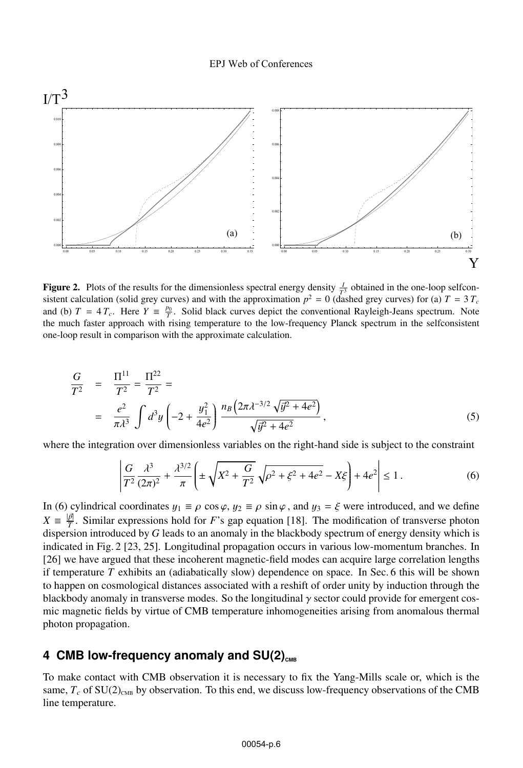**Figure 2.** Plots of the results for the dimensionless spectral energy density $\frac{I}{T^3}$ obtained in the one-loop selfconsistent calculation (solid grey curves) and with the approximation $p^2 = 0$ (dashed grey curves) for (a) $T = 3\,T_c$ and (b) $T = 4\,T_c$. Here $Y \equiv \frac{p_0}{T}$. Solid black curves depict the conventional Rayleigh-Jeans spectrum. Note the much faster approach with rising temperature to the low-frequency Planck spectrum in the selfconsistent one-loop result in comparison with the approximate calculation.

$$
\begin{aligned}
\frac{G}{T^2} &= \frac{\Pi^{11}}{T^2} = \frac{\Pi^{22}}{T^2} = \\
&= \frac{e^2}{\pi\lambda^3} \int d^3y \left(-2 + \frac{y_1^2}{4e^2}\right) \frac{n_B\left(2\pi\lambda^{-3/2}\sqrt{\vec{y}^2 + 4e^2}\right)}{\sqrt{\vec{y}^2 + 4e^2}}\,, \qquad (5)
\end{aligned}
$$

where the integration over dimensionless variables on the right-hand side is subject to the constraint

$$
\left| \frac{G}{T^2}\frac{\lambda^3}{(2\pi)^2} + \frac{\lambda^{3/2}}{\pi}\left(\pm\sqrt{X^2 + \frac{G}{T^2}}\sqrt{\rho^2 + \xi^2 + 4e^2} - X\xi\right) + 4e^2 \right| \leq 1\,. \qquad (6)
$$

In (6) cylindrical coordinates $y_1 \equiv \rho\cos\varphi$, $y_2 \equiv \rho\sin\varphi$, and $y_3 = \xi$ were introduced, and we define $X \equiv \frac{|\vec{p}|}{T}$. Similar expressions hold for $F$'s gap equation [18]. The modification of transverse photon dispersion introduced by $G$ leads to an anomaly in the blackbody spectrum of energy density which is indicated in Fig. 2 [23, 25]. Longitudinal propagation occurs in various low-momentum branches. In [26] we have argued that these incoherent magnetic-field modes can acquire large correlation lengths if temperature $T$ exhibits an (adiabatically slow) dependence on space. In Sec. 6 this will be shown to happen on cosmological distances associated with a reshift of order unity by induction through the blackbody anomaly in transverse modes. So the longitudinal $\gamma$ sector could provide for emergent cosmic magnetic fields by virtue of CMB temperature inhomogeneities arising from anomalous thermal photon propagation.

## 4 CMB low-frequency anomaly and SU(2)$_{\text{CMB}}$

To make contact with CMB observation it is necessary to fix the Yang-Mills scale or, which is the same, $T_c$ of SU(2)$_{\text{CMB}}$ by observation. To this end, we discuss low-frequency observations of the CMB line temperature.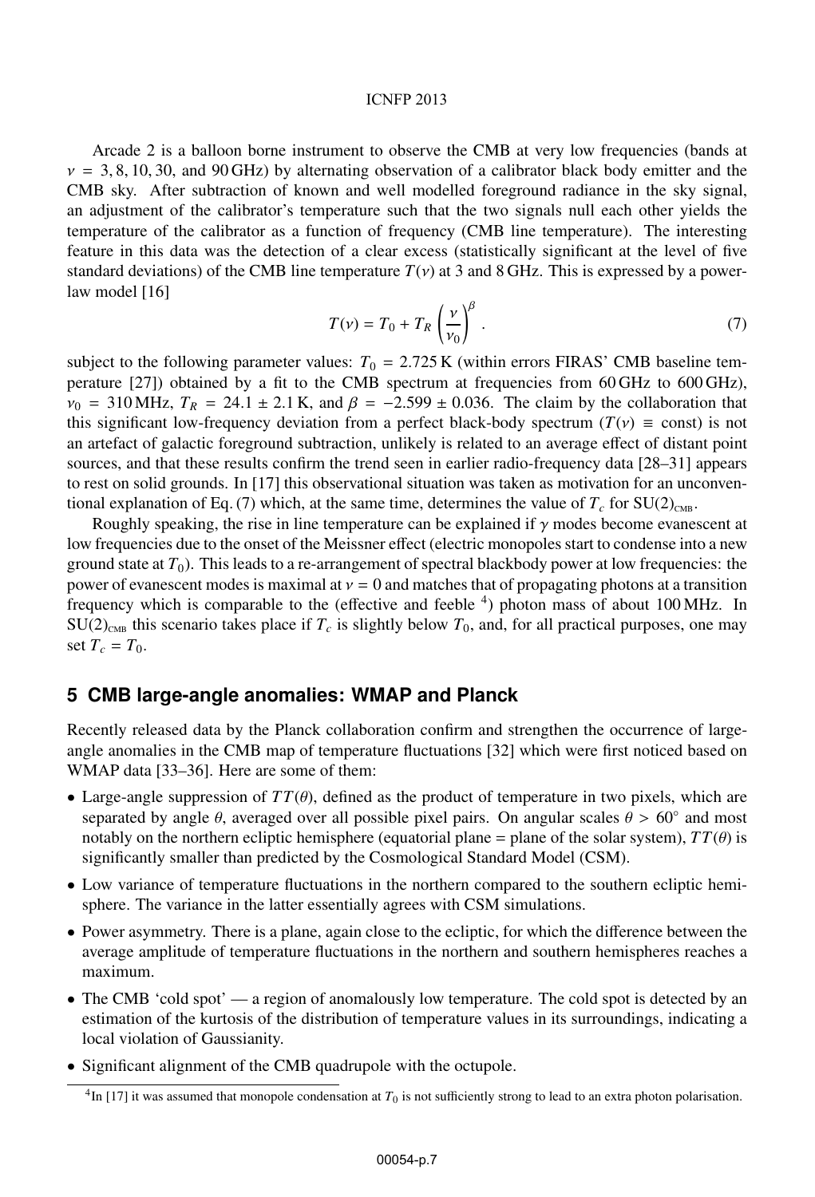Arcade 2 is a balloon borne instrument to observe the CMB at very low frequencies (bands at $\nu = 3, 8, 10, 30$, and $90\,\text{GHz}$) by alternating observation of a calibrator black body emitter and the CMB sky. After subtraction of known and well modelled foreground radiance in the sky signal, an adjustment of the calibrator's temperature such that the two signals null each other yields the temperature of the calibrator as a function of frequency (CMB line temperature). The interesting feature in this data was the detection of a clear excess (statistically significant at the level of five standard deviations) of the CMB line temperature $T(\nu)$ at 3 and 8 GHz. This is expressed by a power-law model [16]

$$T(\nu) = T_0 + T_R \left(\frac{\nu}{\nu_0}\right)^{\beta} . \tag{7}$$

subject to the following parameter values: $T_0 = 2.725\,\text{K}$ (within errors FIRAS' CMB baseline temperature [27]) obtained by a fit to the CMB spectrum at frequencies from 60 GHz to 600 GHz), $\nu_0 = 310\,\text{MHz}$, $T_R = 24.1 \pm 2.1\,\text{K}$, and $\beta = -2.599 \pm 0.036$. The claim by the collaboration that this significant low-frequency deviation from a perfect black-body spectrum ($T(\nu) \equiv \text{const}$) is not an artefact of galactic foreground subtraction, unlikely is related to an average effect of distant point sources, and that these results confirm the trend seen in earlier radio-frequency data [28–31] appears to rest on solid grounds. In [17] this observational situation was taken as motivation for an unconventional explanation of Eq. (7) which, at the same time, determines the value of $T_c$ for $SU(2)_{\text{CMB}}$.

Roughly speaking, the rise in line temperature can be explained if $\gamma$ modes become evanescent at low frequencies due to the onset of the Meissner effect (electric monopoles start to condense into a new ground state at $T_0$). This leads to a re-arrangement of spectral blackbody power at low frequencies: the power of evanescent modes is maximal at $\nu = 0$ and matches that of propagating photons at a transition frequency which is comparable to the (effective and feeble [4]) photon mass of about 100 MHz. In $SU(2)_{\text{CMB}}$ this scenario takes place if $T_c$ is slightly below $T_0$, and, for all practical purposes, one may set $T_c = T_0$.

## 5 CMB large-angle anomalies: WMAP and Planck

Recently released data by the Planck collaboration confirm and strengthen the occurrence of large-angle anomalies in the CMB map of temperature fluctuations [32] which were first noticed based on WMAP data [33–36]. Here are some of them:

- Large-angle suppression of $TT(\theta)$, defined as the product of temperature in two pixels, which are separated by angle $\theta$, averaged over all possible pixel pairs. On angular scales $\theta > 60^\circ$ and most notably on the northern ecliptic hemisphere (equatorial plane = plane of the solar system), $TT(\theta)$ is significantly smaller than predicted by the Cosmological Standard Model (CSM).
- Low variance of temperature fluctuations in the northern compared to the southern ecliptic hemisphere. The variance in the latter essentially agrees with CSM simulations.
- Power asymmetry. There is a plane, again close to the ecliptic, for which the difference between the average amplitude of temperature fluctuations in the northern and southern hemispheres reaches a maximum.
- The CMB 'cold spot' — a region of anomalously low temperature. The cold spot is detected by an estimation of the kurtosis of the distribution of temperature values in its surroundings, indicating a local violation of Gaussianity.
- Significant alignment of the CMB quadrupole with the octupole.

[4] In [17] it was assumed that monopole condensation at $T_0$ is not sufficiently strong to lead to an extra photon polarisation.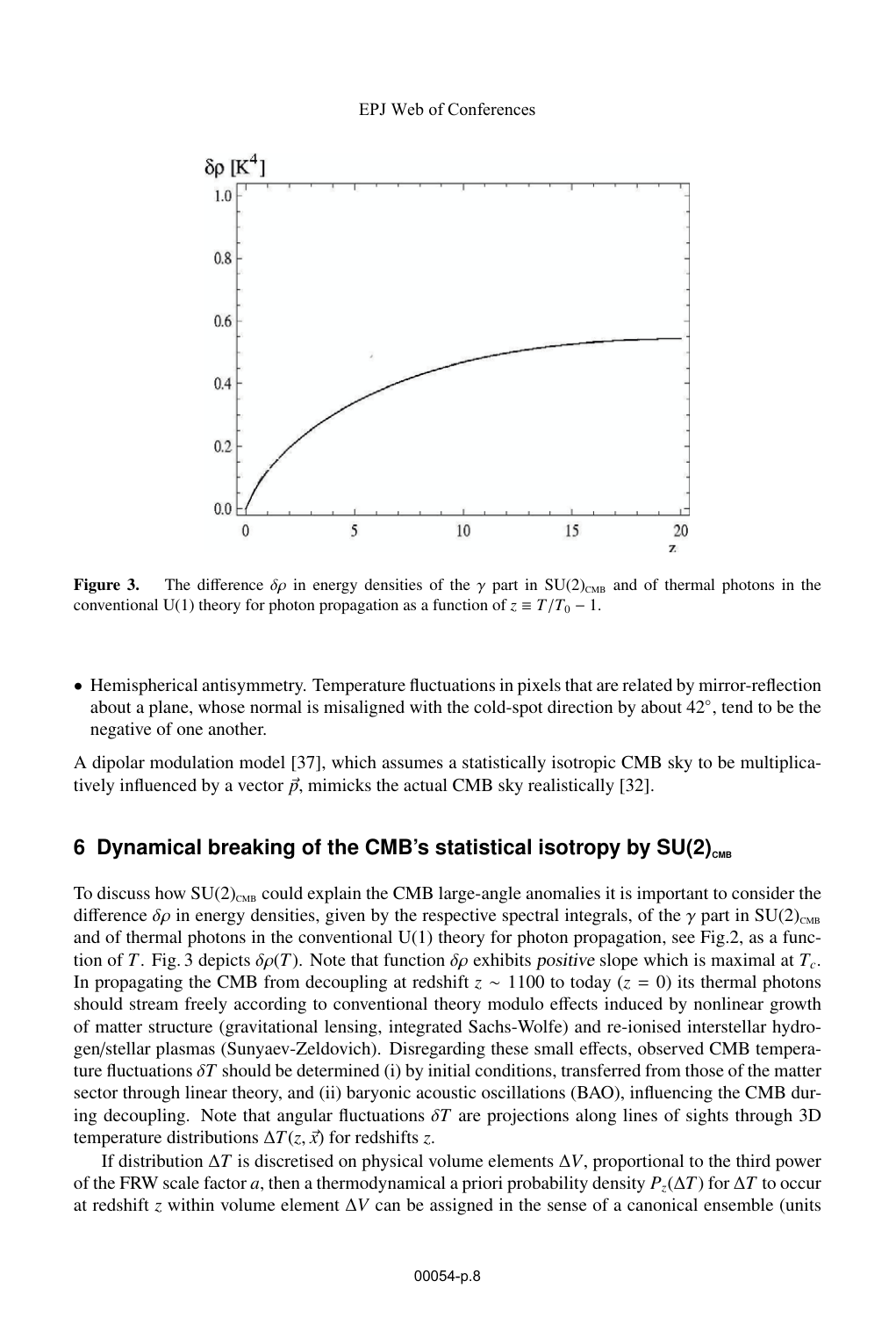**Figure 3.** The difference $\delta\rho$ in energy densities of the $\gamma$ part in SU(2)$_{\rm CMB}$ and of thermal photons in the conventional U(1) theory for photon propagation as a function of $z \equiv T/T_0 - 1$.

- Hemispherical antisymmetry. Temperature fluctuations in pixels that are related by mirror-reflection about a plane, whose normal is misaligned with the cold-spot direction by about $42^\circ$, tend to be the negative of one another.

A dipolar modulation model [37], which assumes a statistically isotropic CMB sky to be multiplicatively influenced by a vector $\vec{p}$, mimicks the actual CMB sky realistically [32].

## 6 Dynamical breaking of the CMB's statistical isotropy by SU(2)$_{\rm CMB}$

To discuss how SU(2)$_{\rm CMB}$ could explain the CMB large-angle anomalies it is important to consider the difference $\delta\rho$ in energy densities, given by the respective spectral integrals, of the $\gamma$ part in SU(2)$_{\rm CMB}$ and of thermal photons in the conventional U(1) theory for photon propagation, see Fig.2, as a function of $T$. Fig. 3 depicts $\delta\rho(T)$. Note that function $\delta\rho$ exhibits *positive* slope which is maximal at $T_c$. In propagating the CMB from decoupling at redshift $z \sim 1100$ to today ($z = 0$) its thermal photons should stream freely according to conventional theory modulo effects induced by nonlinear growth of matter structure (gravitational lensing, integrated Sachs-Wolfe) and re-ionised interstellar hydrogen/stellar plasmas (Sunyaev-Zeldovich). Disregarding these small effects, observed CMB temperature fluctuations $\delta T$ should be determined (i) by initial conditions, transferred from those of the matter sector through linear theory, and (ii) baryonic acoustic oscillations (BAO), influencing the CMB during decoupling. Note that angular fluctuations $\delta T$ are projections along lines of sights through 3D temperature distributions $\Delta T(z, \vec{x})$ for redshifts $z$.

If distribution $\Delta T$ is discretised on physical volume elements $\Delta V$, proportional to the third power of the FRW scale factor $a$, then a thermodynamical a priori probability density $P_z(\Delta T)$ for $\Delta T$ to occur at redshift $z$ within volume element $\Delta V$ can be assigned in the sense of a canonical ensemble (units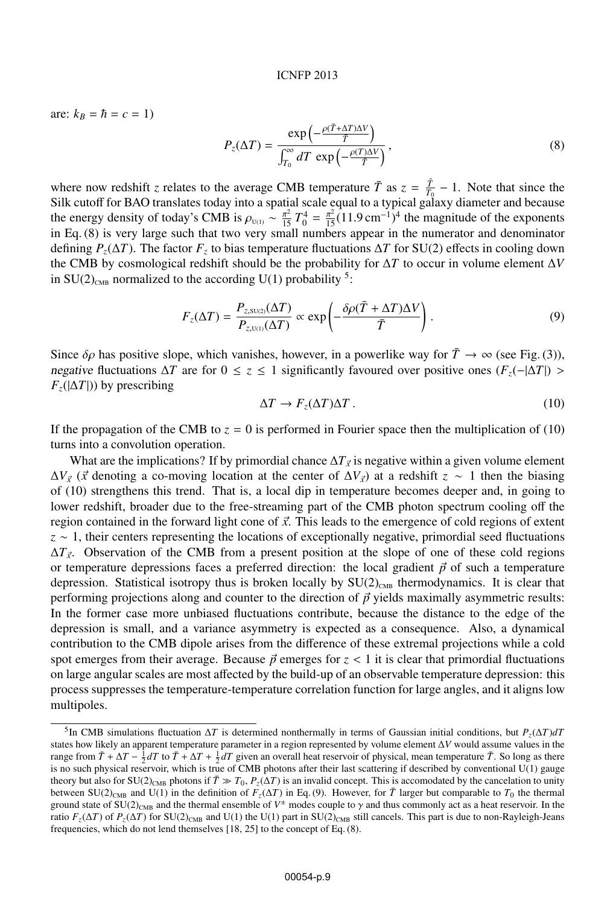are: $k_B = \hbar = c = 1$)

$$P_z(\Delta T) = \frac{\exp\left(-\frac{\rho(\bar{T}+\Delta T)\Delta V}{\bar{T}}\right)}{\int_{T_0}^{\infty} dT\, \exp\left(-\frac{\rho(T)\Delta V}{T}\right)}\,, \tag{8}$$

where now redshift $z$ relates to the average CMB temperature $\bar{T}$ as $z = \frac{\bar{T}}{T_0} - 1$. Note that since the Silk cutoff for BAO translates today into a spatial scale equal to a typical galaxy diameter and because the energy density of today's CMB is $\rho_{\rm U(1)} \sim \frac{\pi^2}{15} T_0^4 = \frac{\pi^2}{15}(11.9\,\text{cm}^{-1})^4$ the magnitude of the exponents in Eq. (8) is very large such that two very small numbers appear in the numerator and denominator defining $P_z(\Delta T)$. The factor $F_z$ to bias temperature fluctuations $\Delta T$ for SU(2) effects in cooling down the CMB by cosmological redshift should be the probability for $\Delta T$ to occur in volume element $\Delta V$ in $\text{SU(2)}_{\rm CMB}$ normalized to the according U(1) probability [5]:

$$F_z(\Delta T) = \frac{P_{z,\rm SU(2)}(\Delta T)}{P_{z,\rm U(1)}(\Delta T)} \propto \exp\left(-\frac{\delta\rho(\bar{T}+\Delta T)\Delta V}{\bar{T}}\right). \tag{9}$$

Since $\delta\rho$ has positive slope, which vanishes, however, in a powerlike way for $\bar{T} \to \infty$ (see Fig. (3)), *negative* fluctuations $\Delta T$ are for $0 \le z \le 1$ significantly favoured over positive ones ($F_z(-|\Delta T|) > F_z(|\Delta T|)$) by prescribing

$$\Delta T \to F_z(\Delta T)\Delta T\,. \tag{10}$$

If the propagation of the CMB to $z = 0$ is performed in Fourier space then the multiplication of (10) turns into a convolution operation.

What are the implications? If by primordial chance $\Delta T_{\vec{x}}$ is negative within a given volume element $\Delta V_{\vec{x}}$ ($\vec{x}$ denoting a co-moving location at the center of $\Delta V_{\vec{x}}$) at a redshift $z \sim 1$ then the biasing of (10) strengthens this trend. That is, a local dip in temperature becomes deeper and, in going to lower redshift, broader due to the free-streaming part of the CMB photon spectrum cooling off the region contained in the forward light cone of $\vec{x}$. This leads to the emergence of cold regions of extent $z \sim 1$, their centers representing the locations of exceptionally negative, primordial seed fluctuations $\Delta T_{\vec{x}}$. Observation of the CMB from a present position at the slope of one of these cold regions or temperature depressions faces a preferred direction: the local gradient $\vec{p}$ of such a temperature depression. Statistical isotropy thus is broken locally by $\text{SU(2)}_{\rm CMB}$ thermodynamics. It is clear that performing projections along and counter to the direction of $\vec{p}$ yields maximally asymmetric results: In the former case more unbiased fluctuations contribute, because the distance to the edge of the depression is small, and a variance asymmetry is expected as a consequence. Also, a dynamical contribution to the CMB dipole arises from the difference of these extremal projections while a cold spot emerges from their average. Because $\vec{p}$ emerges for $z < 1$ it is clear that primordial fluctuations on large angular scales are most affected by the build-up of an observable temperature depression: this process suppresses the temperature-temperature correlation function for large angles, and it aligns low multipoles.

---

[5] In CMB simulations fluctuation $\Delta T$ is determined nonthermally in terms of Gaussian initial conditions, but $P_z(\Delta T)dT$ states how likely an apparent temperature parameter in a region represented by volume element $\Delta V$ would assume values in the range from $\bar{T} + \Delta T - \frac{1}{2}dT$ to $\bar{T} + \Delta T + \frac{1}{2}dT$ given an overall heat reservoir of physical, mean temperature $\bar{T}$. So long as there is no such physical reservoir, which is true of CMB photons after their last scattering if described by conventional U(1) gauge theory but also for $\text{SU(2)}_{\rm CMB}$ photons if $\bar{T} \gg T_0$, $P_z(\Delta T)$ is an invalid concept. This is accomodated by the cancelation to unity between $\text{SU(2)}_{\rm CMB}$ and U(1) in the definition of $F_z(\Delta T)$ in Eq. (9). However, for $\bar{T}$ larger but comparable to $T_0$ the thermal ground state of $\text{SU(2)}_{\rm CMB}$ and the thermal ensemble of $V^{\pm}$ modes couple to $\gamma$ and thus commonly act as a heat reservoir. In the ratio $F_z(\Delta T)$ of $P_z(\Delta T)$ for $\text{SU(2)}_{\rm CMB}$ and U(1) the U(1) part in $\text{SU(2)}_{\rm CMB}$ still cancels. This part is due to non-Rayleigh-Jeans frequencies, which do not lend themselves [18, 25] to the concept of Eq. (8).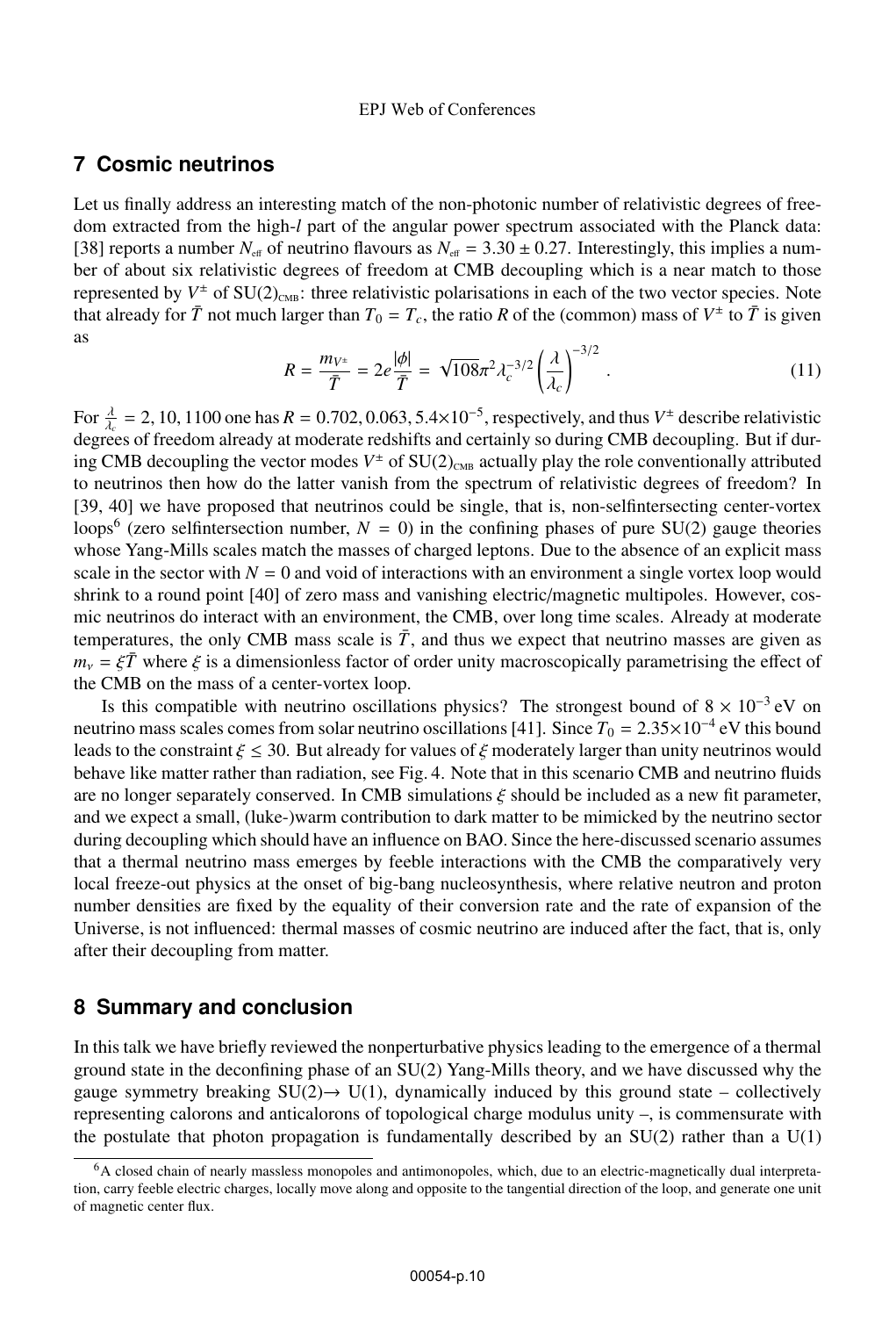## 7 Cosmic neutrinos

Let us finally address an interesting match of the non-photonic number of relativistic degrees of freedom extracted from the high-$l$ part of the angular power spectrum associated with the Planck data: [38] reports a number $N_{\rm eff}$ of neutrino flavours as $N_{\rm eff} = 3.30 \pm 0.27$. Interestingly, this implies a number of about six relativistic degrees of freedom at CMB decoupling which is a near match to those represented by $V^{\pm}$ of SU(2)$_{\rm CMB}$: three relativistic polarisations in each of the two vector species. Note that already for $\bar{T}$ not much larger than $T_0 = T_c$, the ratio $R$ of the (common) mass of $V^{\pm}$ to $\bar{T}$ is given as

$$R = \frac{m_{V^{\pm}}}{\bar{T}} = 2e\frac{|\phi|}{\bar{T}} = \sqrt{108}\pi^2 \lambda_c^{-3/2}\left(\frac{\lambda}{\lambda_c}\right)^{-3/2}. \tag{11}$$

For $\frac{\lambda}{\lambda_c} = 2, 10, 1100$ one has $R = 0.702, 0.063, 5.4\times10^{-5}$, respectively, and thus $V^{\pm}$ describe relativistic degrees of freedom already at moderate redshifts and certainly so during CMB decoupling. But if during CMB decoupling the vector modes $V^{\pm}$ of SU(2)$_{\rm CMB}$ actually play the role conventionally attributed to neutrinos then how do the latter vanish from the spectrum of relativistic degrees of freedom? In [39, 40] we have proposed that neutrinos could be single, that is, non-selfintersecting center-vortex loops[6] (zero selfintersection number, $N = 0$) in the confining phases of pure SU(2) gauge theories whose Yang-Mills scales match the masses of charged leptons. Due to the absence of an explicit mass scale in the sector with $N = 0$ and void of interactions with an environment a single vortex loop would shrink to a round point [40] of zero mass and vanishing electric/magnetic multipoles. However, cosmic neutrinos do interact with an environment, the CMB, over long time scales. Already at moderate temperatures, the only CMB mass scale is $\bar{T}$, and thus we expect that neutrino masses are given as $m_\nu = \xi\bar{T}$ where $\xi$ is a dimensionless factor of order unity macroscopically parametrising the effect of the CMB on the mass of a center-vortex loop.

Is this compatible with neutrino oscillations physics? The strongest bound of $8 \times 10^{-3}$ eV on neutrino mass scales comes from solar neutrino oscillations [41]. Since $T_0 = 2.35\times10^{-4}$ eV this bound leads to the constraint $\xi \leq 30$. But already for values of $\xi$ moderately larger than unity neutrinos would behave like matter rather than radiation, see Fig. 4. Note that in this scenario CMB and neutrino fluids are no longer separately conserved. In CMB simulations $\xi$ should be included as a new fit parameter, and we expect a small, (luke-)warm contribution to dark matter to be mimicked by the neutrino sector during decoupling which should have an influence on BAO. Since the here-discussed scenario assumes that a thermal neutrino mass emerges by feeble interactions with the CMB the comparatively very local freeze-out physics at the onset of big-bang nucleosynthesis, where relative neutron and proton number densities are fixed by the equality of their conversion rate and the rate of expansion of the Universe, is not influenced: thermal masses of cosmic neutrino are induced after the fact, that is, only after their decoupling from matter.

## 8 Summary and conclusion

In this talk we have briefly reviewed the nonperturbative physics leading to the emergence of a thermal ground state in the deconfining phase of an SU(2) Yang-Mills theory, and we have discussed why the gauge symmetry breaking SU(2)$\rightarrow$ U(1), dynamically induced by this ground state – collectively representing calorons and anticalorons of topological charge modulus unity –, is commensurate with the postulate that photon propagation is fundamentally described by an SU(2) rather than a U(1)

[6] A closed chain of nearly massless monopoles and antimonopoles, which, due to an electric-magnetically dual interpretation, carry feeble electric charges, locally move along and opposite to the tangential direction of the loop, and generate one unit of magnetic center flux.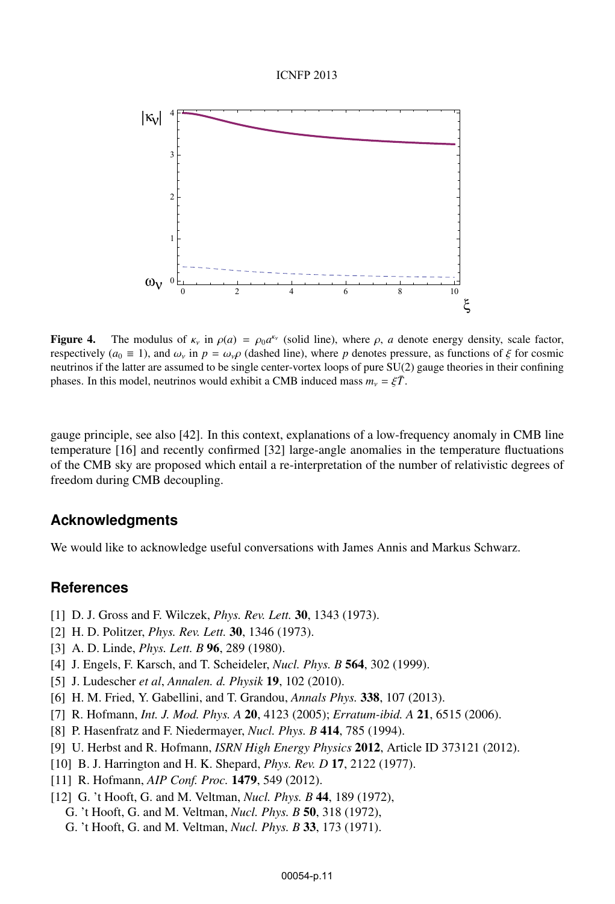**Figure 4.** The modulus of $\kappa_\nu$ in $\rho(a) = \rho_0 a^{\kappa_\nu}$ (solid line), where $\rho$, $a$ denote energy density, scale factor, respectively ($a_0 \equiv 1$), and $\omega_\nu$ in $p = \omega_\nu \rho$ (dashed line), where $p$ denotes pressure, as functions of $\xi$ for cosmic neutrinos if the latter are assumed to be single center-vortex loops of pure SU(2) gauge theories in their confining phases. In this model, neutrinos would exhibit a CMB induced mass $m_\nu = \xi \bar{T}$.

gauge principle, see also [42]. In this context, explanations of a low-frequency anomaly in CMB line temperature [16] and recently confirmed [32] large-angle anomalies in the temperature fluctuations of the CMB sky are proposed which entail a re-interpretation of the number of relativistic degrees of freedom during CMB decoupling.

## Acknowledgments

We would like to acknowledge useful conversations with James Annis and Markus Schwarz.

## References

[1] D. J. Gross and F. Wilczek, *Phys. Rev. Lett.* **30**, 1343 (1973).
[2] H. D. Politzer, *Phys. Rev. Lett.* **30**, 1346 (1973).
[3] A. D. Linde, *Phys. Lett. B* **96**, 289 (1980).
[4] J. Engels, F. Karsch, and T. Scheideler, *Nucl. Phys. B* **564**, 302 (1999).
[5] J. Ludescher *et al*, *Annalen. d. Physik* **19**, 102 (2010).
[6] H. M. Fried, Y. Gabellini, and T. Grandou, *Annals Phys.* **338**, 107 (2013).
[7] R. Hofmann, *Int. J. Mod. Phys. A* **20**, 4123 (2005); *Erratum-ibid. A* **21**, 6515 (2006).
[8] P. Hasenfratz and F. Niedermayer, *Nucl. Phys. B* **414**, 785 (1994).
[9] U. Herbst and R. Hofmann, *ISRN High Energy Physics* **2012**, Article ID 373121 (2012).
[10] B. J. Harrington and H. K. Shepard, *Phys. Rev. D* **17**, 2122 (1977).
[11] R. Hofmann, *AIP Conf. Proc.* **1479**, 549 (2012).
[12] G. 't Hooft, G. and M. Veltman, *Nucl. Phys. B* **44**, 189 (1972),
G. 't Hooft, G. and M. Veltman, *Nucl. Phys. B* **50**, 318 (1972),
G. 't Hooft, G. and M. Veltman, *Nucl. Phys. B* **33**, 173 (1971).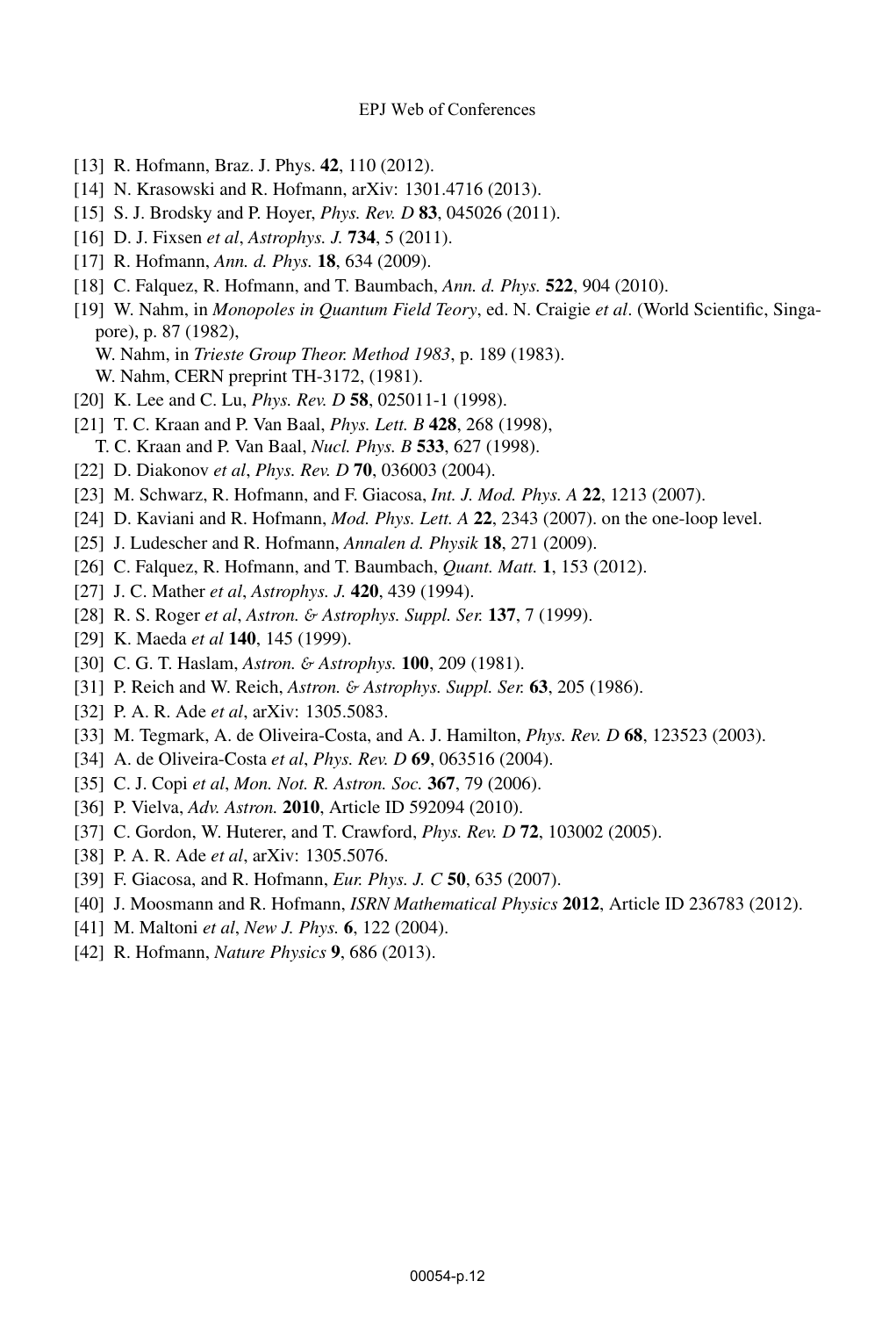[13] R. Hofmann, Braz. J. Phys. **42**, 110 (2012).

[14] N. Krasowski and R. Hofmann, arXiv: 1301.4716 (2013).

[15] S. J. Brodsky and P. Hoyer, *Phys. Rev. D* **83**, 045026 (2011).

[16] D. J. Fixsen *et al*, *Astrophys. J.* **734**, 5 (2011).

[17] R. Hofmann, *Ann. d. Phys.* **18**, 634 (2009).

[18] C. Falquez, R. Hofmann, and T. Baumbach, *Ann. d. Phys.* **522**, 904 (2010).

[19] W. Nahm, in *Monopoles in Quantum Field Teory*, ed. N. Craigie *et al*. (World Scientific, Singapore), p. 87 (1982),
W. Nahm, in *Trieste Group Theor. Method 1983*, p. 189 (1983).
W. Nahm, CERN preprint TH-3172, (1981).

[20] K. Lee and C. Lu, *Phys. Rev. D* **58**, 025011-1 (1998).

[21] T. C. Kraan and P. Van Baal, *Phys. Lett. B* **428**, 268 (1998),
T. C. Kraan and P. Van Baal, *Nucl. Phys. B* **533**, 627 (1998).

[22] D. Diakonov *et al*, *Phys. Rev. D* **70**, 036003 (2004).

[23] M. Schwarz, R. Hofmann, and F. Giacosa, *Int. J. Mod. Phys. A* **22**, 1213 (2007).

[24] D. Kaviani and R. Hofmann, *Mod. Phys. Lett. A* **22**, 2343 (2007). on the one-loop level.

[25] J. Ludescher and R. Hofmann, *Annalen d. Physik* **18**, 271 (2009).

[26] C. Falquez, R. Hofmann, and T. Baumbach, *Quant. Matt.* **1**, 153 (2012).

[27] J. C. Mather *et al*, *Astrophys. J.* **420**, 439 (1994).

[28] R. S. Roger *et al*, *Astron. & Astrophys. Suppl. Ser.* **137**, 7 (1999).

[29] K. Maeda *et al* **140**, 145 (1999).

[30] C. G. T. Haslam, *Astron. & Astrophys.* **100**, 209 (1981).

[31] P. Reich and W. Reich, *Astron. & Astrophys. Suppl. Ser.* **63**, 205 (1986).

[32] P. A. R. Ade *et al*, arXiv: 1305.5083.

[33] M. Tegmark, A. de Oliveira-Costa, and A. J. Hamilton, *Phys. Rev. D* **68**, 123523 (2003).

[34] A. de Oliveira-Costa *et al*, *Phys. Rev. D* **69**, 063516 (2004).

[35] C. J. Copi *et al*, *Mon. Not. R. Astron. Soc.* **367**, 79 (2006).

[36] P. Vielva, *Adv. Astron.* **2010**, Article ID 592094 (2010).

[37] C. Gordon, W. Huterer, and T. Crawford, *Phys. Rev. D* **72**, 103002 (2005).

[38] P. A. R. Ade *et al*, arXiv: 1305.5076.

[39] F. Giacosa, and R. Hofmann, *Eur. Phys. J. C* **50**, 635 (2007).

[40] J. Moosmann and R. Hofmann, *ISRN Mathematical Physics* **2012**, Article ID 236783 (2012).

[41] M. Maltoni *et al*, *New J. Phys.* **6**, 122 (2004).

[42] R. Hofmann, *Nature Physics* **9**, 686 (2013).